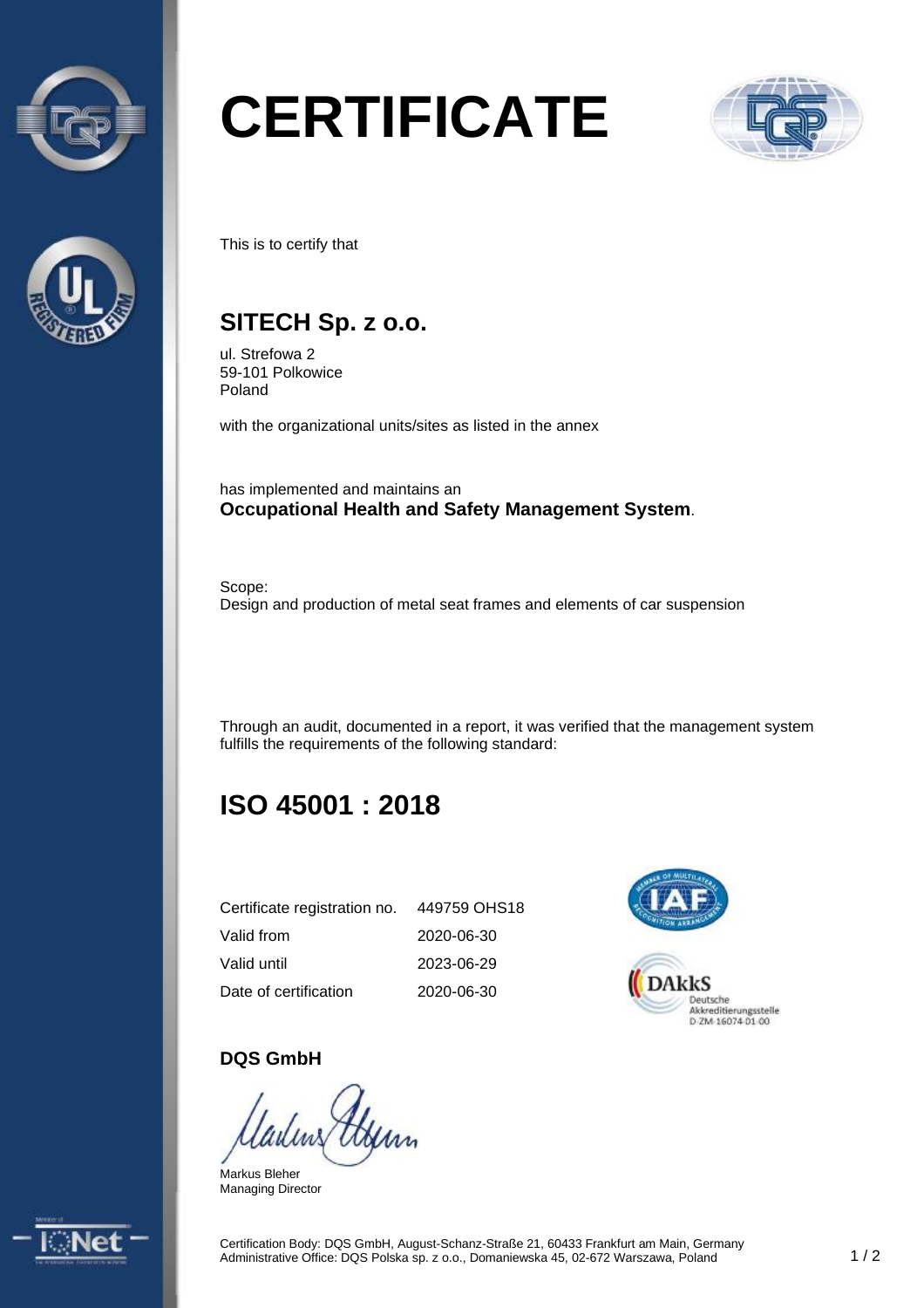# CERTIFICATE

This is to certify that

## SITECH Sp. z o.o.

ul. Strefowa 2
59-101 Polkowice
Poland

with the organizational units/sites as listed in the annex

has implemented and maintains an
**Occupational Health and Safety Management System**.

Scope:
Design and production of metal seat frames and elements of car suspension

Through an audit, documented in a report, it was verified that the management system fulfills the requirements of the following standard:

## ISO 45001 : 2018

| | |
|---|---|
| Certificate registration no. | 449759 OHS18 |
| Valid from | 2020-06-30 |
| Valid until | 2023-06-29 |
| Date of certification | 2020-06-30 |

DAkkS
Deutsche
Akkreditierungsstelle
D-ZM-16074-01-00

**DQS GmbH**

Markus Bleher
Managing Director

Certification Body: DQS GmbH, August-Schanz-Straße 21, 60433 Frankfurt am Main, Germany
Administrative Office: DQS Polska sp. z o.o., Domaniewska 45, 02-672 Warszawa, Poland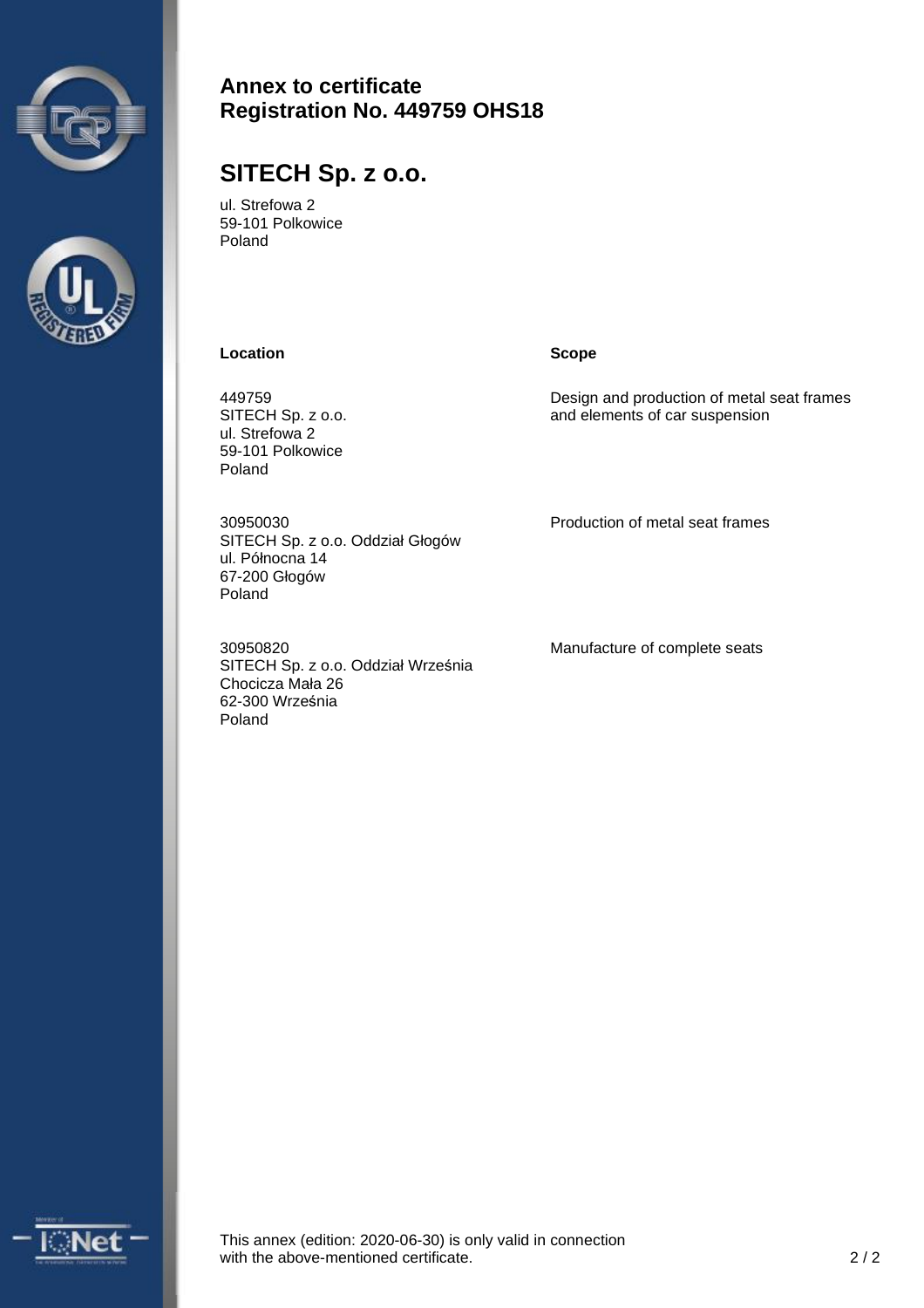**Annex to certificate**
**Registration No. 449759 OHS18**

## SITECH Sp. z o.o.

ul. Strefowa 2
59-101 Polkowice
Poland

| Location | Scope |
| --- | --- |
| 449759<br>SITECH Sp. z o.o.<br>ul. Strefowa 2<br>59-101 Polkowice<br>Poland | Design and production of metal seat frames and elements of car suspension |
| 30950030<br>SITECH Sp. z o.o. Oddział Głogów<br>ul. Północna 14<br>67-200 Głogów<br>Poland | Production of metal seat frames |
| 30950820<br>SITECH Sp. z o.o. Oddział Września<br>Chocicza Mała 26<br>62-300 Września<br>Poland | Manufacture of complete seats |

This annex (edition: 2020-06-30) is only valid in connection with the above-mentioned certificate.